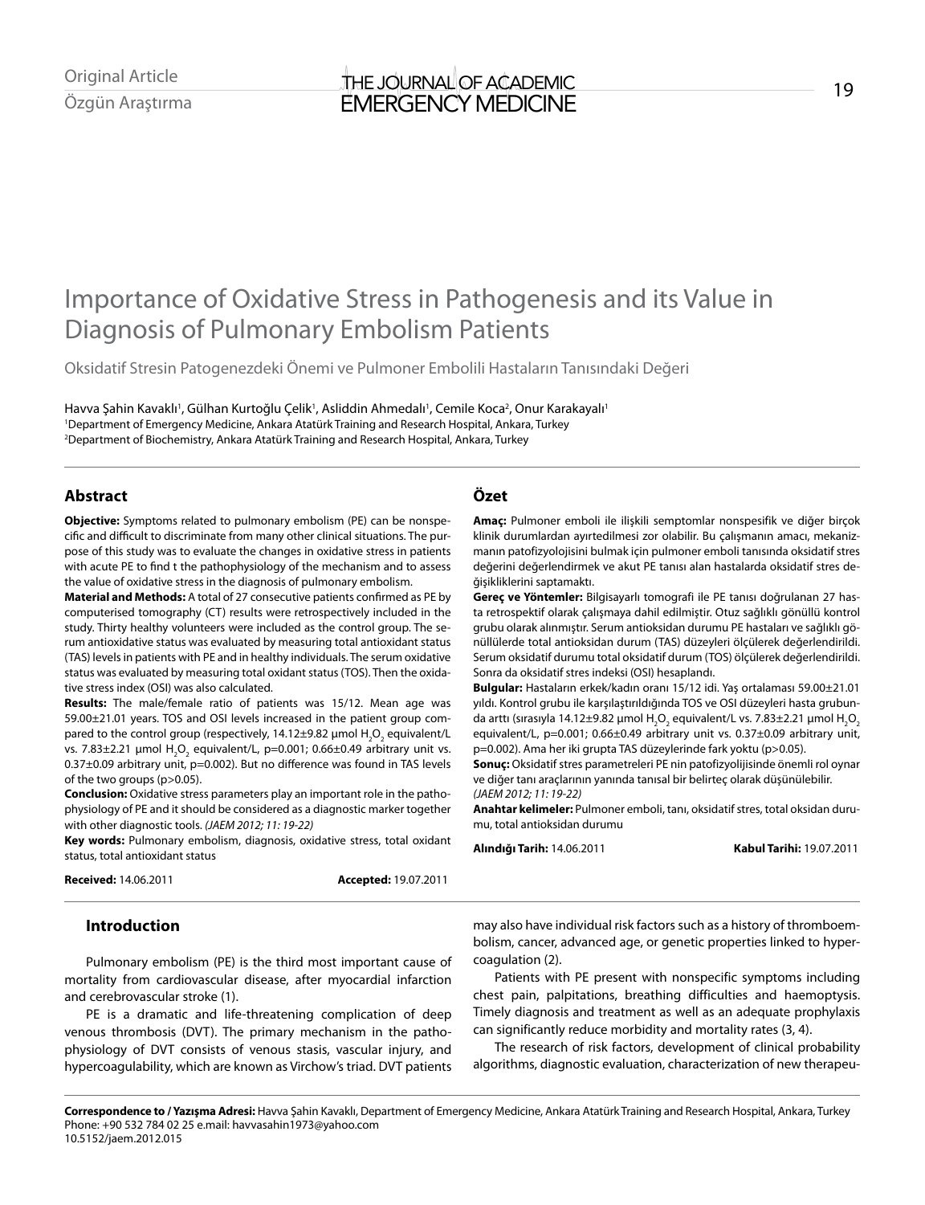Original Article

Özgün Araştırma

# Importance of Oxidative Stress in Pathogenesis and its Value in Diagnosis of Pulmonary Embolism Patients

Oksidatif Stresin Patogenezdeki Önemi ve Pulmoner Embolili Hastaların Tanısındaki Değeri

Havva Şahin Kavaklı[1], Gülhan Kurtoğlu Çelik[1], Asliddin Ahmedalı[1], Cemile Koca[2], Onur Karakayalı[1]

[1]Department of Emergency Medicine, Ankara Atatürk Training and Research Hospital, Ankara, Turkey
[2]Department of Biochemistry, Ankara Atatürk Training and Research Hospital, Ankara, Turkey

## Abstract

**Objective:** Symptoms related to pulmonary embolism (PE) can be nonspecific and difficult to discriminate from many other clinical situations. The purpose of this study was to evaluate the changes in oxidative stress in patients with acute PE to find t the pathophysiology of the mechanism and to assess the value of oxidative stress in the diagnosis of pulmonary embolism.

**Material and Methods:** A total of 27 consecutive patients confirmed as PE by computerised tomography (CT) results were retrospectively included in the study. Thirty healthy volunteers were included as the control group. The serum antioxidative status was evaluated by measuring total antioxidant status (TAS) levels in patients with PE and in healthy individuals. The serum oxidative status was evaluated by measuring total oxidant status (TOS). Then the oxidative stress index (OSI) was also calculated.

**Results:** The male/female ratio of patients was 15/12. Mean age was 59.00±21.01 years. TOS and OSI levels increased in the patient group compared to the control group (respectively, 14.12±9.82 µmol $H_2O_2$ equivalent/L vs. 7.83±2.21 µmol $H_2O_2$ equivalent/L, p=0.001; 0.66±0.49 arbitrary unit vs. 0.37±0.09 arbitrary unit, p=0.002). But no difference was found in TAS levels of the two groups (p>0.05).

**Conclusion:** Oxidative stress parameters play an important role in the pathophysiology of PE and it should be considered as a diagnostic marker together with other diagnostic tools. *(JAEM 2012; 11: 19-22)*

**Key words:** Pulmonary embolism, diagnosis, oxidative stress, total oxidant status, total antioxidant status

**Received:** 14.06.2011 **Accepted:** 19.07.2011

## Özet

**Amaç:** Pulmoner emboli ile ilişkili semptomlar nonspesifik ve diğer birçok klinik durumlardan ayırtedilmesi zor olabilir. Bu çalışmanın amacı, mekanizmanın patofizyolojisini bulmak için pulmoner emboli tanısında oksidatif stres değerini değerlendirmek ve akut PE tanısı alan hastalarda oksidatif stres değişikliklerini saptamaktı.

**Gereç ve Yöntemler:** Bilgisayarlı tomografi ile PE tanısı doğrulanan 27 hasta retrospektif olarak çalışmaya dahil edilmiştir. Otuz sağlıklı gönüllü kontrol grubu olarak alınmıştır. Serum antioksidan durumu PE hastaları ve sağlıklı gönüllülerde total antioksidan durum (TAS) düzeyleri ölçülerek değerlendirildi. Serum oksidatif durumu total oksidatif durum (TOS) ölçülerek değerlendirildi. Sonra da oksidatif stres indeksi (OSI) hesaplandı.

**Bulgular:** Hastaların erkek/kadın oranı 15/12 idi. Yaş ortalaması 59.00±21.01 yıldı. Kontrol grubu ile karşılaştırıldığında TOS ve OSI düzeyleri hasta grubunda arttı (sırasıyla 14.12±9.82 µmol $H_2O_2$ equivalent/L vs. 7.83±2.21 µmol $H_2O_2$ equivalent/L, p=0.001; 0.66±0.49 arbitrary unit vs. 0.37±0.09 arbitrary unit, p=0.002). Ama her iki grupta TAS düzeylerinde fark yoktu (p>0.05).

**Sonuç:** Oksidatif stres parametreleri PE nin patofizyolijisinde önemli rol oynar ve diğer tanı araçlarının yanında tanısal bir belirteç olarak düşünülebilir. *(JAEM 2012; 11: 19-22)*

**Anahtar kelimeler:** Pulmoner emboli, tanı, oksidatif stres, total oksidan durumu, total antioksidan durumu

**Alındığı Tarih:** 14.06.2011 **Kabul Tarihi:** 19.07.2011

## Introduction

Pulmonary embolism (PE) is the third most important cause of mortality from cardiovascular disease, after myocardial infarction and cerebrovascular stroke (1).

PE is a dramatic and life-threatening complication of deep venous thrombosis (DVT). The primary mechanism in the pathophysiology of DVT consists of venous stasis, vascular injury, and hypercoagulability, which are known as Virchow's triad. DVT patients may also have individual risk factors such as a history of thromboembolism, cancer, advanced age, or genetic properties linked to hypercoagulation (2).

Patients with PE present with nonspecific symptoms including chest pain, palpitations, breathing difficulties and haemoptysis. Timely diagnosis and treatment as well as an adequate prophylaxis can significantly reduce morbidity and mortality rates (3, 4).

The research of risk factors, development of clinical probability algorithms, diagnostic evaluation, characterization of new therapeu-

**Correspondence to / Yazışma Adresi:** Havva Şahin Kavaklı, Department of Emergency Medicine, Ankara Atatürk Training and Research Hospital, Ankara, Turkey
Phone: +90 532 784 02 25 e.mail: havvasahin1973@yahoo.com
10.5152/jaem.2012.015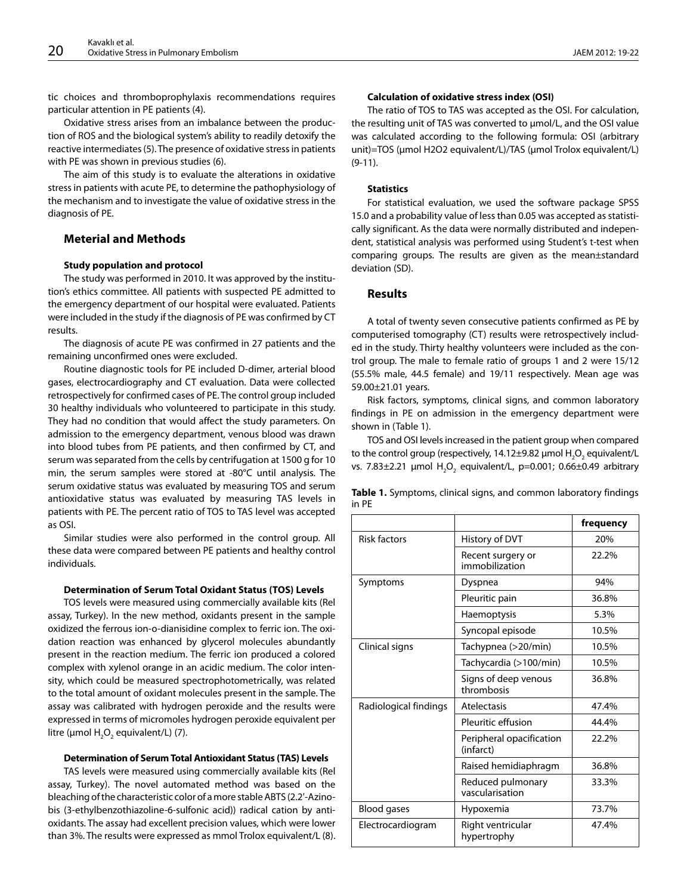tic choices and thromboprophylaxis recommendations requires particular attention in PE patients (4).

Oxidative stress arises from an imbalance between the production of ROS and the biological system's ability to readily detoxify the reactive intermediates (5). The presence of oxidative stress in patients with PE was shown in previous studies (6).

The aim of this study is to evaluate the alterations in oxidative stress in patients with acute PE, to determine the pathophysiology of the mechanism and to investigate the value of oxidative stress in the diagnosis of PE.

## Meterial and Methods

### Study population and protocol

The study was performed in 2010. It was approved by the institution's ethics committee. All patients with suspected PE admitted to the emergency department of our hospital were evaluated. Patients were included in the study if the diagnosis of PE was confirmed by CT results.

The diagnosis of acute PE was confirmed in 27 patients and the remaining unconfirmed ones were excluded.

Routine diagnostic tools for PE included D-dimer, arterial blood gases, electrocardiography and CT evaluation. Data were collected retrospectively for confirmed cases of PE. The control group included 30 healthy individuals who volunteered to participate in this study. They had no condition that would affect the study parameters. On admission to the emergency department, venous blood was drawn into blood tubes from PE patients, and then confirmed by CT, and serum was separated from the cells by centrifugation at 1500 g for 10 min, the serum samples were stored at -80°C until analysis. The serum oxidative status was evaluated by measuring TOS and serum antioxidative status was evaluated by measuring TAS levels in patients with PE. The percent ratio of TOS to TAS level was accepted as OSI.

Similar studies were also performed in the control group. All these data were compared between PE patients and healthy control individuals.

### Determination of Serum Total Oxidant Status (TOS) Levels

TOS levels were measured using commercially available kits (Rel assay, Turkey). In the new method, oxidants present in the sample oxidized the ferrous ion-o-dianisidine complex to ferric ion. The oxidation reaction was enhanced by glycerol molecules abundantly present in the reaction medium. The ferric ion produced a colored complex with xylenol orange in an acidic medium. The color intensity, which could be measured spectrophotometrically, was related to the total amount of oxidant molecules present in the sample. The assay was calibrated with hydrogen peroxide and the results were expressed in terms of micromoles hydrogen peroxide equivalent per litre (µmol $H_2O_2$ equivalent/L) (7).

### Determination of Serum Total Antioxidant Status (TAS) Levels

TAS levels were measured using commercially available kits (Rel assay, Turkey). The novel automated method was based on the bleaching of the characteristic color of a more stable ABTS (2.2'-Azinobis (3-ethylbenzothiazoline-6-sulfonic acid)) radical cation by antioxidants. The assay had excellent precision values, which were lower than 3%. The results were expressed as mmol Trolox equivalent/L (8).

### Calculation of oxidative stress index (OSI)

The ratio of TOS to TAS was accepted as the OSI. For calculation, the resulting unit of TAS was converted to µmol/L, and the OSI value was calculated according to the following formula: OSI (arbitrary unit)=TOS (µmol H2O2 equivalent/L)/TAS (µmol Trolox equivalent/L) (9-11).

### Statistics

For statistical evaluation, we used the software package SPSS 15.0 and a probability value of less than 0.05 was accepted as statistically significant. As the data were normally distributed and independent, statistical analysis was performed using Student's t-test when comparing groups. The results are given as the mean±standard deviation (SD).

## Results

A total of twenty seven consecutive patients confirmed as PE by computerised tomography (CT) results were retrospectively included in the study. Thirty healthy volunteers were included as the control group. The male to female ratio of groups 1 and 2 were 15/12 (55.5% male, 44.5 female) and 19/11 respectively. Mean age was 59.00±21.01 years.

Risk factors, symptoms, clinical signs, and common laboratory findings in PE on admission in the emergency department were shown in (Table 1).

TOS and OSI levels increased in the patient group when compared to the control group (respectively, 14.12±9.82 µmol $H_2O_2$ equivalent/L vs. 7.83±2.21 µmol $H_2O_2$ equivalent/L, p=0.001; 0.66±0.49 arbitrary

**Table 1.** Symptoms, clinical signs, and common laboratory findings in PE

| | | **frequency** |
|---|---|---|
| Risk factors | History of DVT | 20% |
| | Recent surgery or immobilization | 22.2% |
| Symptoms | Dyspnea | 94% |
| | Pleuritic pain | 36.8% |
| | Haemoptysis | 5.3% |
| | Syncopal episode | 10.5% |
| Clinical signs | Tachypnea (>20/min) | 10.5% |
| | Tachycardia (>100/min) | 10.5% |
| | Signs of deep venous thrombosis | 36.8% |
| Radiological findings | Atelectasis | 47.4% |
| | Pleuritic effusion | 44.4% |
| | Peripheral opacification (infarct) | 22.2% |
| | Raised hemidiaphragm | 36.8% |
| | Reduced pulmonary vascularisation | 33.3% |
| Blood gases | Hypoxemia | 73.7% |
| Electrocardiogram | Right ventricular hypertrophy | 47.4% |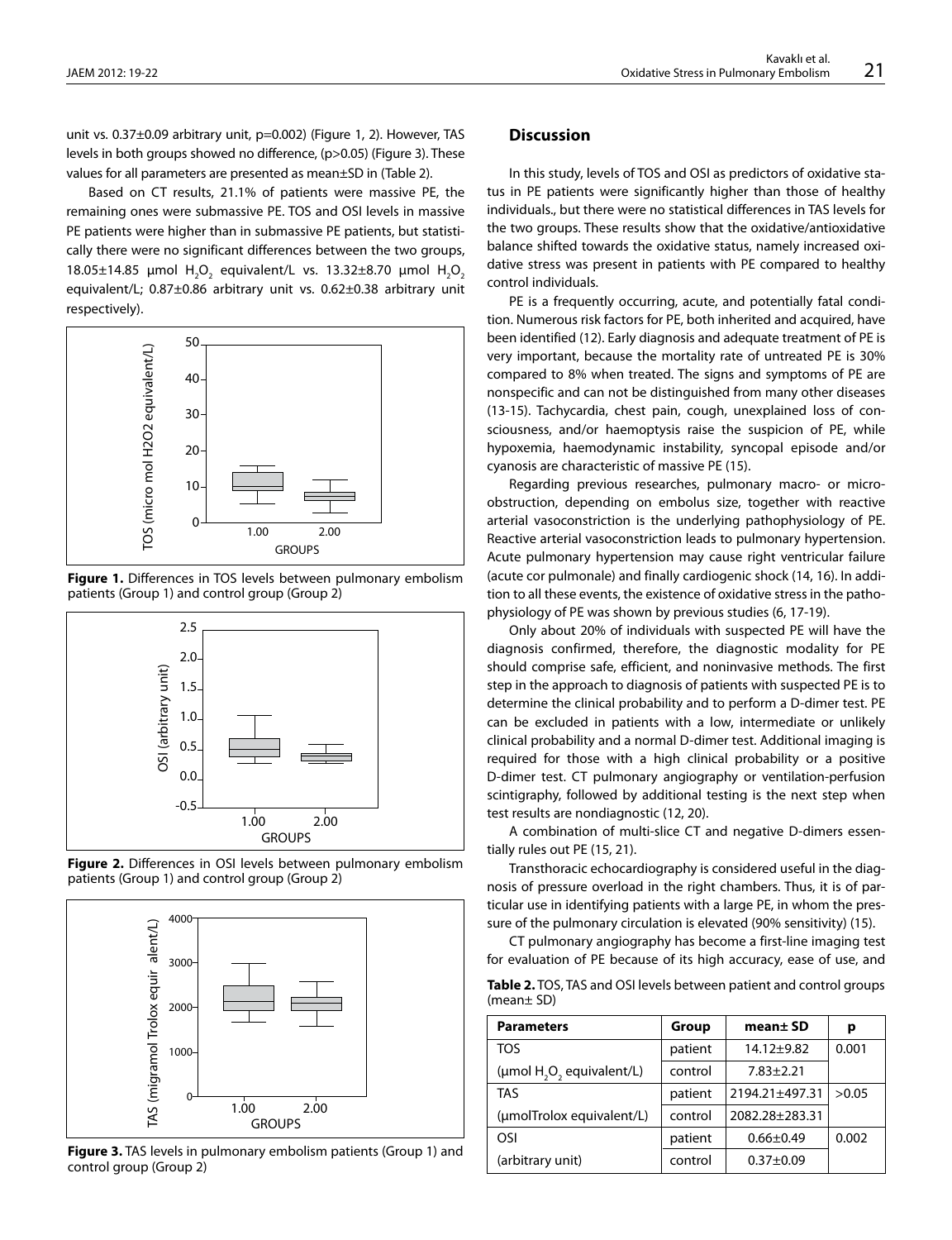unit vs. 0.37±0.09 arbitrary unit, p=0.002) (Figure 1, 2). However, TAS levels in both groups showed no difference, (p>0.05) (Figure 3). These values for all parameters are presented as mean±SD in (Table 2).

Based on CT results, 21.1% of patients were massive PE, the remaining ones were submassive PE. TOS and OSI levels in massive PE patients were higher than in submassive PE patients, but statistically there were no significant differences between the two groups, 18.05±14.85 µmol $H_2O_2$ equivalent/L vs. 13.32±8.70 µmol $H_2O_2$ equivalent/L; 0.87±0.86 arbitrary unit vs. 0.62±0.38 arbitrary unit respectively).

**Figure 1.** Differences in TOS levels between pulmonary embolism patients (Group 1) and control group (Group 2)

**Figure 2.** Differences in OSI levels between pulmonary embolism patients (Group 1) and control group (Group 2)

**Figure 3.** TAS levels in pulmonary embolism patients (Group 1) and control group (Group 2)

## Discussion

In this study, levels of TOS and OSI as predictors of oxidative status in PE patients were significantly higher than those of healthy individuals., but there were no statistical differences in TAS levels for the two groups. These results show that the oxidative/antioxidative balance shifted towards the oxidative status, namely increased oxidative stress was present in patients with PE compared to healthy control individuals.

PE is a frequently occurring, acute, and potentially fatal condition. Numerous risk factors for PE, both inherited and acquired, have been identified (12). Early diagnosis and adequate treatment of PE is very important, because the mortality rate of untreated PE is 30% compared to 8% when treated. The signs and symptoms of PE are nonspecific and can not be distinguished from many other diseases (13-15). Tachycardia, chest pain, cough, unexplained loss of consciousness, and/or haemoptysis raise the suspicion of PE, while hypoxemia, haemodynamic instability, syncopal episode and/or cyanosis are characteristic of massive PE (15).

Regarding previous researches, pulmonary macro- or micro-obstruction, depending on embolus size, together with reactive arterial vasoconstriction is the underlying pathophysiology of PE. Reactive arterial vasoconstriction leads to pulmonary hypertension. Acute pulmonary hypertension may cause right ventricular failure (acute cor pulmonale) and finally cardiogenic shock (14, 16). In addition to all these events, the existence of oxidative stress in the pathophysiology of PE was shown by previous studies (6, 17-19).

Only about 20% of individuals with suspected PE will have the diagnosis confirmed, therefore, the diagnostic modality for PE should comprise safe, efficient, and noninvasive methods. The first step in the approach to diagnosis of patients with suspected PE is to determine the clinical probability and to perform a D-dimer test. PE can be excluded in patients with a low, intermediate or unlikely clinical probability and a normal D-dimer test. Additional imaging is required for those with a high clinical probability or a positive D-dimer test. CT pulmonary angiography or ventilation-perfusion scintigraphy, followed by additional testing is the next step when test results are nondiagnostic (12, 20).

A combination of multi-slice CT and negative D-dimers essentially rules out PE (15, 21).

Transthoracic echocardiography is considered useful in the diagnosis of pressure overload in the right chambers. Thus, it is of particular use in identifying patients with a large PE, in whom the pressure of the pulmonary circulation is elevated (90% sensitivity) (15).

CT pulmonary angiography has become a first-line imaging test for evaluation of PE because of its high accuracy, ease of use, and

**Table 2.** TOS, TAS and OSI levels between patient and control groups (mean± SD)

| Parameters | Group | mean± SD | p |
|---|---|---|---|
| TOS | patient | 14.12±9.82 | 0.001 |
| (µmol $H_2O_2$ equivalent/L) | control | 7.83±2.21 | |
| TAS | patient | 2194.21±497.31 | >0.05 |
| (µmolTrolox equivalent/L) | control | 2082.28±283.31 | |
| OSI | patient | 0.66±0.49 | 0.002 |
| (arbitrary unit) | control | 0.37±0.09 | |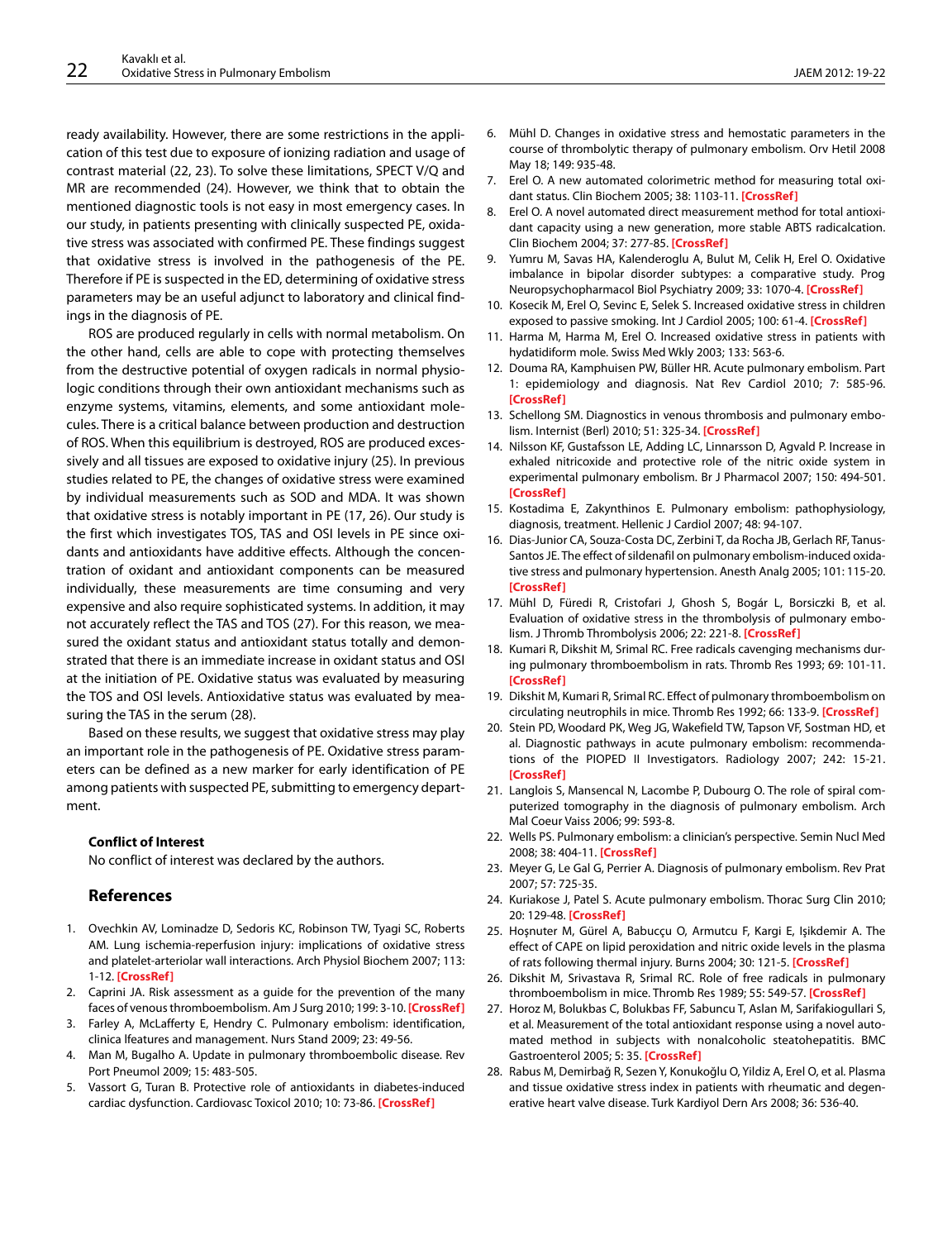ready availability. However, there are some restrictions in the application of this test due to exposure of ionizing radiation and usage of contrast material (22, 23). To solve these limitations, SPECT V/Q and MR are recommended (24). However, we think that to obtain the mentioned diagnostic tools is not easy in most emergency cases. In our study, in patients presenting with clinically suspected PE, oxidative stress was associated with confirmed PE. These findings suggest that oxidative stress is involved in the pathogenesis of the PE. Therefore if PE is suspected in the ED, determining of oxidative stress parameters may be an useful adjunct to laboratory and clinical findings in the diagnosis of PE.

ROS are produced regularly in cells with normal metabolism. On the other hand, cells are able to cope with protecting themselves from the destructive potential of oxygen radicals in normal physiologic conditions through their own antioxidant mechanisms such as enzyme systems, vitamins, elements, and some antioxidant molecules. There is a critical balance between production and destruction of ROS. When this equilibrium is destroyed, ROS are produced excessively and all tissues are exposed to oxidative injury (25). In previous studies related to PE, the changes of oxidative stress were examined by individual measurements such as SOD and MDA. It was shown that oxidative stress is notably important in PE (17, 26). Our study is the first which investigates TOS, TAS and OSI levels in PE since oxidants and antioxidants have additive effects. Although the concentration of oxidant and antioxidant components can be measured individually, these measurements are time consuming and very expensive and also require sophisticated systems. In addition, it may not accurately reflect the TAS and TOS (27). For this reason, we measured the oxidant status and antioxidant status totally and demonstrated that there is an immediate increase in oxidant status and OSI at the initiation of PE. Oxidative status was evaluated by measuring the TOS and OSI levels. Antioxidative status was evaluated by measuring the TAS in the serum (28).

Based on these results, we suggest that oxidative stress may play an important role in the pathogenesis of PE. Oxidative stress parameters can be defined as a new marker for early identification of PE among patients with suspected PE, submitting to emergency department.

**Conflict of Interest**

No conflict of interest was declared by the authors.

## References

1. Ovechkin AV, Lominadze D, Sedoris KC, Robinson TW, Tyagi SC, Roberts AM. Lung ischemia-reperfusion injury: implications of oxidative stress and platelet-arteriolar wall interactions. Arch Physiol Biochem 2007; 113: 1-12. [CrossRef]
2. Caprini JA. Risk assessment as a guide for the prevention of the many faces of venous thromboembolism. Am J Surg 2010; 199: 3-10. [CrossRef]
3. Farley A, McLafferty E, Hendry C. Pulmonary embolism: identification, clinica lfeatures and management. Nurs Stand 2009; 23: 49-56.
4. Man M, Bugalho A. Update in pulmonary thromboembolic disease. Rev Port Pneumol 2009; 15: 483-505.
5. Vassort G, Turan B. Protective role of antioxidants in diabetes-induced cardiac dysfunction. Cardiovasc Toxicol 2010; 10: 73-86. [CrossRef]
6. Mühl D. Changes in oxidative stress and hemostatic parameters in the course of thrombolytic therapy of pulmonary embolism. Orv Hetil 2008 May 18; 149: 935-48.
7. Erel O. A new automated colorimetric method for measuring total oxidant status. Clin Biochem 2005; 38: 1103-11. [CrossRef]
8. Erel O. A novel automated direct measurement method for total antioxidant capacity using a new generation, more stable ABTS radicalcation. Clin Biochem 2004; 37: 277-85. [CrossRef]
9. Yumru M, Savas HA, Kalenderoglu A, Bulut M, Celik H, Erel O. Oxidative imbalance in bipolar disorder subtypes: a comparative study. Prog Neuropsychopharmacol Biol Psychiatry 2009; 33: 1070-4. [CrossRef]
10. Kosecik M, Erel O, Sevinc E, Selek S. Increased oxidative stress in children exposed to passive smoking. Int J Cardiol 2005; 100: 61-4. [CrossRef]
11. Harma M, Harma M, Erel O. Increased oxidative stress in patients with hydatidiform mole. Swiss Med Wkly 2003; 133: 563-6.
12. Douma RA, Kamphuisen PW, Büller HR. Acute pulmonary embolism. Part 1: epidemiology and diagnosis. Nat Rev Cardiol 2010; 7: 585-96. [CrossRef]
13. Schellong SM. Diagnostics in venous thrombosis and pulmonary embolism. Internist (Berl) 2010; 51: 325-34. [CrossRef]
14. Nilsson KF, Gustafsson LE, Adding LC, Linnarsson D, Agvald P. Increase in exhaled nitricoxide and protective role of the nitric oxide system in experimental pulmonary embolism. Br J Pharmacol 2007; 150: 494-501. [CrossRef]
15. Kostadima E, Zakynthinos E. Pulmonary embolism: pathophysiology, diagnosis, treatment. Hellenic J Cardiol 2007; 48: 94-107.
16. Dias-Junior CA, Souza-Costa DC, Zerbini T, da Rocha JB, Gerlach RF, Tanus-Santos JE. The effect of sildenafil on pulmonary embolism-induced oxidative stress and pulmonary hypertension. Anesth Analg 2005; 101: 115-20. [CrossRef]
17. Mühl D, Füredi R, Cristofari J, Ghosh S, Bogár L, Borsiczki B, et al. Evaluation of oxidative stress in the thrombolysis of pulmonary embolism. J Thromb Thrombolysis 2006; 22: 221-8. [CrossRef]
18. Kumari R, Dikshit M, Srimal RC. Free radicals cavenging mechanisms during pulmonary thromboembolism in rats. Thromb Res 1993; 69: 101-11. [CrossRef]
19. Dikshit M, Kumari R, Srimal RC. Effect of pulmonary thromboembolism on circulating neutrophils in mice. Thromb Res 1992; 66: 133-9. [CrossRef]
20. Stein PD, Woodard PK, Weg JG, Wakefield TW, Tapson VF, Sostman HD, et al. Diagnostic pathways in acute pulmonary embolism: recommendations of the PIOPED II Investigators. Radiology 2007; 242: 15-21. [CrossRef]
21. Langlois S, Mansencal N, Lacombe P, Dubourg O. The role of spiral computerized tomography in the diagnosis of pulmonary embolism. Arch Mal Coeur Vaiss 2006; 99: 593-8.
22. Wells PS. Pulmonary embolism: a clinician's perspective. Semin Nucl Med 2008; 38: 404-11. [CrossRef]
23. Meyer G, Le Gal G, Perrier A. Diagnosis of pulmonary embolism. Rev Prat 2007; 57: 725-35.
24. Kuriakose J, Patel S. Acute pulmonary embolism. Thorac Surg Clin 2010; 20: 129-48. [CrossRef]
25. Hoşnuter M, Gürel A, Babucçu O, Armutcu F, Kargi E, Işikdemir A. The effect of CAPE on lipid peroxidation and nitric oxide levels in the plasma of rats following thermal injury. Burns 2004; 30: 121-5. [CrossRef]
26. Dikshit M, Srivastava R, Srimal RC. Role of free radicals in pulmonary thromboembolism in mice. Thromb Res 1989; 55: 549-57. [CrossRef]
27. Horoz M, Bolukbas C, Bolukbas FF, Sabuncu T, Aslan M, Sarifakiogullari S, et al. Measurement of the total antioxidant response using a novel automated method in subjects with nonalcoholic steatohepatitis. BMC Gastroenterol 2005; 5: 35. [CrossRef]
28. Rabus M, Demirbağ R, Sezen Y, Konukoğlu O, Yildiz A, Erel O, et al. Plasma and tissue oxidative stress index in patients with rheumatic and degenerative heart valve disease. Turk Kardiyol Dern Ars 2008; 36: 536-40.